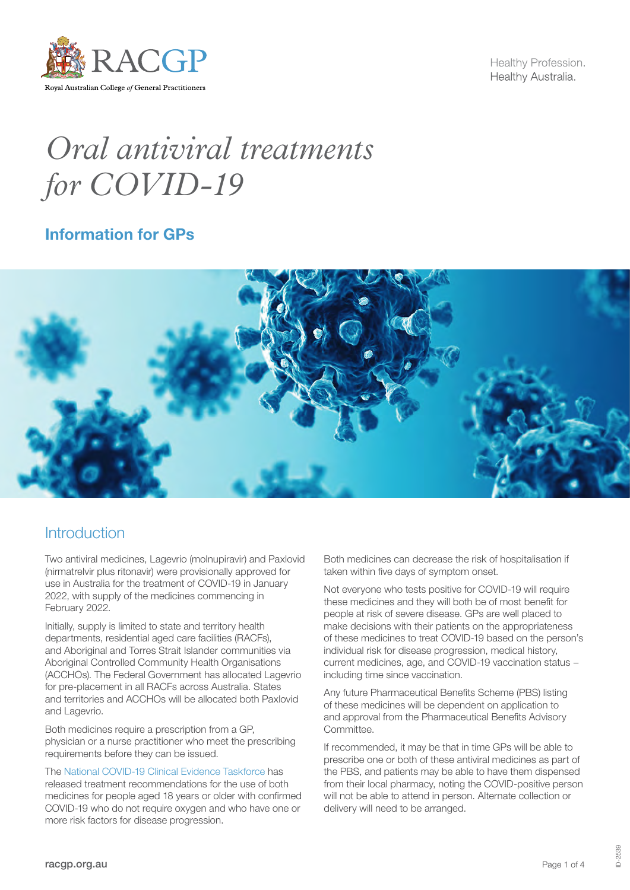# *Oral antiviral treatments for COVID-19*

## Information for GPs

## Introduction

Two antiviral medicines, Lagevrio (molnupiravir) and Paxlovid (nirmatrelvir plus ritonavir) were provisionally approved for use in Australia for the treatment of COVID-19 in January 2022, with supply of the medicines commencing in February 2022.

Initially, supply is limited to state and territory health departments, residential aged care facilities (RACFs), and Aboriginal and Torres Strait Islander communities via Aboriginal Controlled Community Health Organisations (ACCHOs). The Federal Government has allocated Lagevrio for pre-placement in all RACFs across Australia. States and territories and ACCHOs will be allocated both Paxlovid and Lagevrio.

Both medicines require a prescription from a GP, physician or a nurse practitioner who meet the prescribing requirements before they can be issued.

The National COVID-19 Clinical Evidence Taskforce has released treatment recommendations for the use of both medicines for people aged 18 years or older with confirmed COVID-19 who do not require oxygen and who have one or more risk factors for disease progression.

Both medicines can decrease the risk of hospitalisation if taken within five days of symptom onset.

Not everyone who tests positive for COVID-19 will require these medicines and they will both be of most benefit for people at risk of severe disease. GPs are well placed to make decisions with their patients on the appropriateness of these medicines to treat COVID-19 based on the person's individual risk for disease progression, medical history, current medicines, age, and COVID-19 vaccination status – including time since vaccination.

Any future Pharmaceutical Benefits Scheme (PBS) listing of these medicines will be dependent on application to and approval from the Pharmaceutical Benefits Advisory Committee.

If recommended, it may be that in time GPs will be able to prescribe one or both of these antiviral medicines as part of the PBS, and patients may be able to have them dispensed from their local pharmacy, noting the COVID-positive person will not be able to attend in person. Alternate collection or delivery will need to be arranged.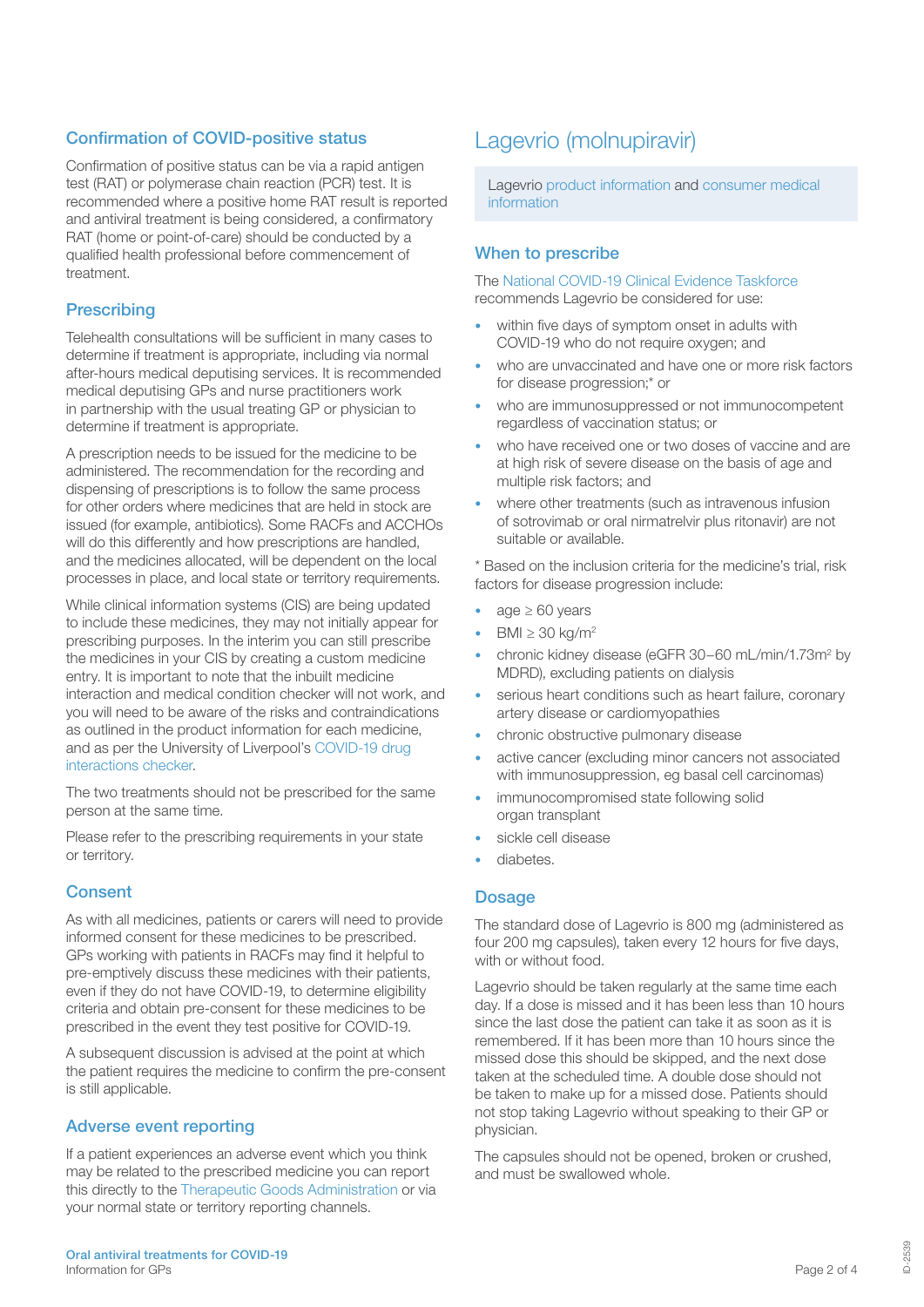## Confirmation of COVID-positive status

Confirmation of positive status can be via a rapid antigen test (RAT) or polymerase chain reaction (PCR) test. It is recommended where a positive home RAT result is reported and antiviral treatment is being considered, a confirmatory RAT (home or point-of-care) should be conducted by a qualified health professional before commencement of treatment.

## Prescribing

Telehealth consultations will be sufficient in many cases to determine if treatment is appropriate, including via normal after-hours medical deputising services. It is recommended medical deputising GPs and nurse practitioners work in partnership with the usual treating GP or physician to determine if treatment is appropriate.

A prescription needs to be issued for the medicine to be administered. The recommendation for the recording and dispensing of prescriptions is to follow the same process for other orders where medicines that are held in stock are issued (for example, antibiotics). Some RACFs and ACCHOs will do this differently and how prescriptions are handled, and the medicines allocated, will be dependent on the local processes in place, and local state or territory requirements.

While clinical information systems (CIS) are being updated to include these medicines, they may not initially appear for prescribing purposes. In the interim you can still prescribe the medicines in your CIS by creating a custom medicine entry. It is important to note that the inbuilt medicine interaction and medical condition checker will not work, and you will need to be aware of the risks and contraindications as outlined in the product information for each medicine, and as per the University of Liverpool's COVID-19 drug interactions checker.

The two treatments should not be prescribed for the same person at the same time.

Please refer to the prescribing requirements in your state or territory.

## Consent

As with all medicines, patients or carers will need to provide informed consent for these medicines to be prescribed. GPs working with patients in RACFs may find it helpful to pre-emptively discuss these medicines with their patients, even if they do not have COVID-19, to determine eligibility criteria and obtain pre-consent for these medicines to be prescribed in the event they test positive for COVID-19.

A subsequent discussion is advised at the point at which the patient requires the medicine to confirm the pre-consent is still applicable.

## Adverse event reporting

If a patient experiences an adverse event which you think may be related to the prescribed medicine you can report this directly to the Therapeutic Goods Administration or via your normal state or territory reporting channels.

# Lagevrio (molnupiravir)

Lagevrio product information and consumer medical information

## When to prescribe

The National COVID-19 Clinical Evidence Taskforce recommends Lagevrio be considered for use:

- within five days of symptom onset in adults with COVID-19 who do not require oxygen; and
- who are unvaccinated and have one or more risk factors for disease progression;* or
- who are immunosuppressed or not immunocompetent regardless of vaccination status; or
- who have received one or two doses of vaccine and are at high risk of severe disease on the basis of age and multiple risk factors; and
- where other treatments (such as intravenous infusion of sotrovimab or oral nirmatrelvir plus ritonavir) are not suitable or available.

* Based on the inclusion criteria for the medicine's trial, risk factors for disease progression include:

- age ≥ 60 years
- BMI ≥ 30 kg/m$^2$
- chronic kidney disease (eGFR 30–60 mL/min/1.73m$^2$ by MDRD), excluding patients on dialysis
- serious heart conditions such as heart failure, coronary artery disease or cardiomyopathies
- chronic obstructive pulmonary disease
- active cancer (excluding minor cancers not associated with immunosuppression, eg basal cell carcinomas)
- immunocompromised state following solid organ transplant
- sickle cell disease
- diabetes.

## Dosage

The standard dose of Lagevrio is 800 mg (administered as four 200 mg capsules), taken every 12 hours for five days, with or without food.

Lagevrio should be taken regularly at the same time each day. If a dose is missed and it has been less than 10 hours since the last dose the patient can take it as soon as it is remembered. If it has been more than 10 hours since the missed dose this should be skipped, and the next dose taken at the scheduled time. A double dose should not be taken to make up for a missed dose. Patients should not stop taking Lagevrio without speaking to their GP or physician.

The capsules should not be opened, broken or crushed, and must be swallowed whole.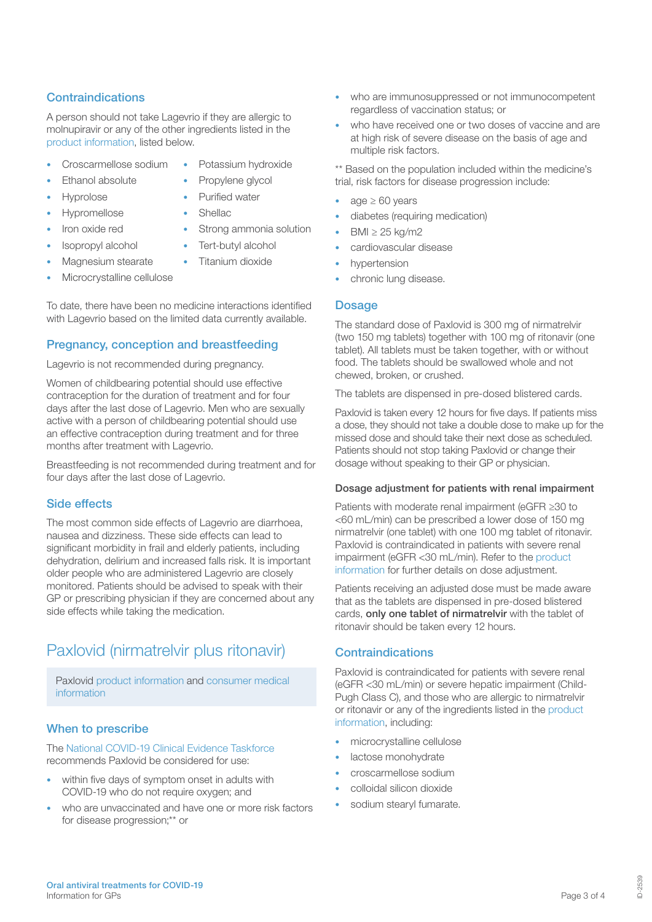## Contraindications

A person should not take Lagevrio if they are allergic to molnupiravir or any of the other ingredients listed in the product information, listed below.

- Croscarmellose sodium
- Ethanol absolute
- Hyprolose
- Hypromellose
- Iron oxide red
- Isopropyl alcohol
- Magnesium stearate
- Microcrystalline cellulose
- Potassium hydroxide
- Propylene glycol
- Purified water
- Shellac
- Strong ammonia solution
- Tert-butyl alcohol
- Titanium dioxide

To date, there have been no medicine interactions identified with Lagevrio based on the limited data currently available.

## Pregnancy, conception and breastfeeding

Lagevrio is not recommended during pregnancy.

Women of childbearing potential should use effective contraception for the duration of treatment and for four days after the last dose of Lagevrio. Men who are sexually active with a person of childbearing potential should use an effective contraception during treatment and for three months after treatment with Lagevrio.

Breastfeeding is not recommended during treatment and for four days after the last dose of Lagevrio.

## Side effects

The most common side effects of Lagevrio are diarrhoea, nausea and dizziness. These side effects can lead to significant morbidity in frail and elderly patients, including dehydration, delirium and increased falls risk. It is important older people who are administered Lagevrio are closely monitored. Patients should be advised to speak with their GP or prescribing physician if they are concerned about any side effects while taking the medication.

# Paxlovid (nirmatrelvir plus ritonavir)

Paxlovid product information and consumer medical information

## When to prescribe

The National COVID-19 Clinical Evidence Taskforce recommends Paxlovid be considered for use:

- within five days of symptom onset in adults with COVID-19 who do not require oxygen; and
- who are unvaccinated and have one or more risk factors for disease progression;** or
- who are immunosuppressed or not immunocompetent regardless of vaccination status; or
- who have received one or two doses of vaccine and are at high risk of severe disease on the basis of age and multiple risk factors.

** Based on the population included within the medicine's trial, risk factors for disease progression include:

- age ≥ 60 years
- diabetes (requiring medication)
- BMI ≥ 25 kg/m2
- cardiovascular disease
- hypertension
- chronic lung disease.

## Dosage

The standard dose of Paxlovid is 300 mg of nirmatrelvir (two 150 mg tablets) together with 100 mg of ritonavir (one tablet). All tablets must be taken together, with or without food. The tablets should be swallowed whole and not chewed, broken, or crushed.

The tablets are dispensed in pre-dosed blistered cards.

Paxlovid is taken every 12 hours for five days. If patients miss a dose, they should not take a double dose to make up for the missed dose and should take their next dose as scheduled. Patients should not stop taking Paxlovid or change their dosage without speaking to their GP or physician.

### Dosage adjustment for patients with renal impairment

Patients with moderate renal impairment (eGFR ≥30 to <60 mL/min) can be prescribed a lower dose of 150 mg nirmatrelvir (one tablet) with one 100 mg tablet of ritonavir. Paxlovid is contraindicated in patients with severe renal impairment (eGFR <30 mL/min). Refer to the product information for further details on dose adjustment.

Patients receiving an adjusted dose must be made aware that as the tablets are dispensed in pre-dosed blistered cards, **only one tablet of nirmatrelvir** with the tablet of ritonavir should be taken every 12 hours.

## Contraindications

Paxlovid is contraindicated for patients with severe renal (eGFR <30 mL/min) or severe hepatic impairment (Child-Pugh Class C), and those who are allergic to nirmatrelvir or ritonavir or any of the ingredients listed in the product information, including:

- microcrystalline cellulose
- lactose monohydrate
- croscarmellose sodium
- colloidal silicon dioxide
- sodium stearyl fumarate.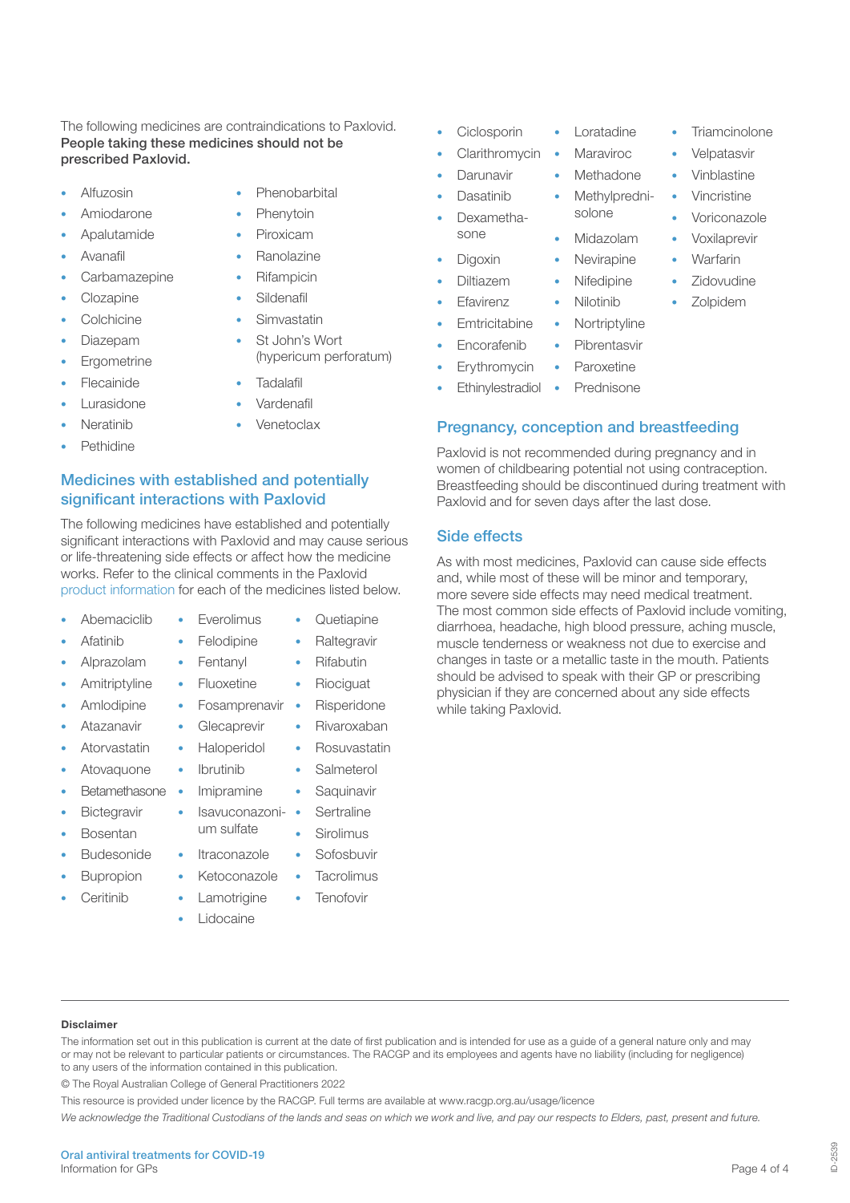The following medicines are contraindications to Paxlovid. **People taking these medicines should not be prescribed Paxlovid.**

- Alfuzosin
- Amiodarone
- Apalutamide
- Avanafil
- Carbamazepine
- Clozapine
- Colchicine
- Diazepam
- Ergometrine
- Flecainide
- Lurasidone
- Neratinib
- Pethidine
- Phenobarbital
- Phenytoin
- Piroxicam
- Ranolazine
- Rifampicin
- Sildenafil
- Simvastatin
- St John's Wort (hypericum perforatum)
- Tadalafil
- Vardenafil
- Venetoclax

## Medicines with established and potentially significant interactions with Paxlovid

The following medicines have established and potentially significant interactions with Paxlovid and may cause serious or life-threatening side effects or affect how the medicine works. Refer to the clinical comments in the Paxlovid product information for each of the medicines listed below.

- Abemaciclib
- Afatinib
- Alprazolam
- Amitriptyline
- Amlodipine
- Atazanavir
- Atorvastatin
- Atovaquone
- Betamethasone
- Bictegravir
- Bosentan
- Budesonide
- Bupropion
- Ceritinib
- Everolimus
- Felodipine
- Fentanyl
- Fluoxetine
- Fosamprenavir
- Glecaprevir
- Haloperidol
- Ibrutinib
- Imipramine
- Isavuconazonium sulfate
- Itraconazole
- Ketoconazole
- Lamotrigine
- Lidocaine
- Quetiapine
- Raltegravir
- Rifabutin
- Riociguat
- Risperidone
- Rivaroxaban
- Rosuvastatin
- Salmeterol
- Saquinavir
- Sertraline
- Sirolimus
- Sofosbuvir
- Tacrolimus
- Tenofovir
- Ciclosporin
- Clarithromycin
- Darunavir
- Dasatinib
- Dexamethasone
- Digoxin
- Diltiazem
- Efavirenz
- Emtricitabine
- Encorafenib
- Erythromycin
- Ethinylestradiol
- Loratadine
- Maraviroc
- Methadone
- Methylprednisolone
- Midazolam
- Nevirapine
- Nifedipine
- Nilotinib
- Nortriptyline
- Pibrentasvir
- Paroxetine
- Prednisone
- Triamcinolone
- Velpatasvir
- Vinblastine
- Vincristine
- Voriconazole
- Voxilaprevir
- Warfarin
- Zidovudine
- Zolpidem

## Pregnancy, conception and breastfeeding

Paxlovid is not recommended during pregnancy and in women of childbearing potential not using contraception. Breastfeeding should be discontinued during treatment with Paxlovid and for seven days after the last dose.

## Side effects

As with most medicines, Paxlovid can cause side effects and, while most of these will be minor and temporary, more severe side effects may need medical treatment. The most common side effects of Paxlovid include vomiting, diarrhoea, headache, high blood pressure, aching muscle, muscle tenderness or weakness not due to exercise and changes in taste or a metallic taste in the mouth. Patients should be advised to speak with their GP or prescribing physician if they are concerned about any side effects while taking Paxlovid.

---

**Disclaimer**

The information set out in this publication is current at the date of first publication and is intended for use as a guide of a general nature only and may or may not be relevant to particular patients or circumstances. The RACGP and its employees and agents have no liability (including for negligence) to any users of the information contained in this publication.

© The Royal Australian College of General Practitioners 2022

This resource is provided under licence by the RACGP. Full terms are available at www.racgp.org.au/usage/licence

*We acknowledge the Traditional Custodians of the lands and seas on which we work and live, and pay our respects to Elders, past, present and future.*